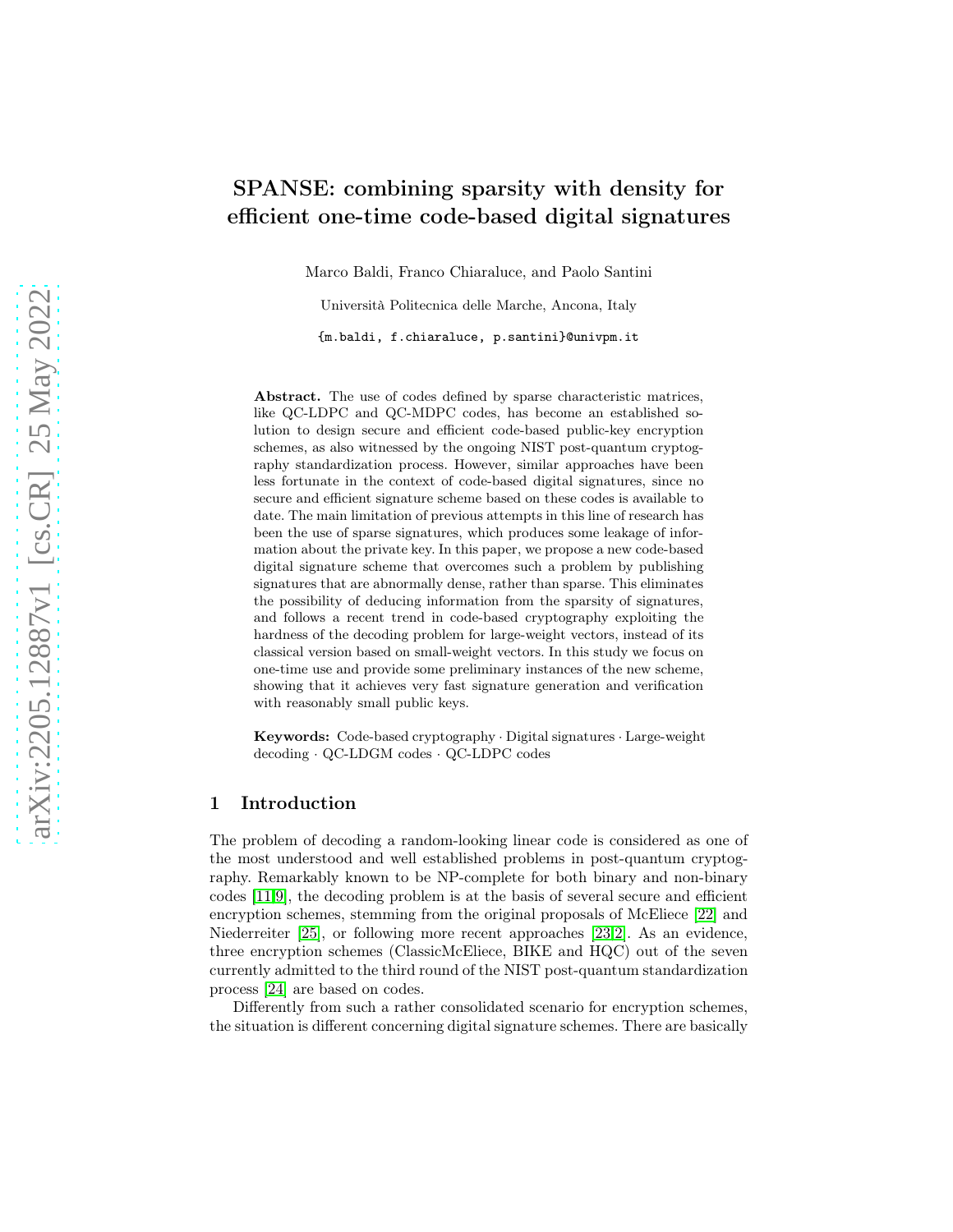# SPANSE: combining sparsity with density for efficient one-time code-based digital signatures

Marco Baldi, Franco Chiaraluce, and Paolo Santini

Università Politecnica delle Marche, Ancona, Italy

{m.baldi, f.chiaraluce, p.santini}@univpm.it

**Abstract.** The use of codes defined by sparse characteristic matrices, like QC-LDPC and QC-MDPC codes, has become an established solution to design secure and efficient code-based public-key encryption schemes, as also witnessed by the ongoing NIST post-quantum cryptography standardization process. However, similar approaches have been less fortunate in the context of code-based digital signatures, since no secure and efficient signature scheme based on these codes is available to date. The main limitation of previous attempts in this line of research has been the use of sparse signatures, which produces some leakage of information about the private key. In this paper, we propose a new code-based digital signature scheme that overcomes such a problem by publishing signatures that are abnormally dense, rather than sparse. This eliminates the possibility of deducing information from the sparsity of signatures, and follows a recent trend in code-based cryptography exploiting the hardness of the decoding problem for large-weight vectors, instead of its classical version based on small-weight vectors. In this study we focus on one-time use and provide some preliminary instances of the new scheme, showing that it achieves very fast signature generation and verification with reasonably small public keys.

**Keywords:** Code-based cryptography · Digital signatures · Large-weight decoding · QC-LDGM codes · QC-LDPC codes

## 1 Introduction

The problem of decoding a random-looking linear code is considered as one of the most understood and well established problems in post-quantum cryptography. Remarkably known to be NP-complete for both binary and non-binary codes [11,9], the decoding problem is at the basis of several secure and efficient encryption schemes, stemming from the original proposals of McEliece [22] and Niederreiter [25], or following more recent approaches [23,2]. As an evidence, three encryption schemes (ClassicMcEliece, BIKE and HQC) out of the seven currently admitted to the third round of the NIST post-quantum standardization process [24] are based on codes.

Differently from such a rather consolidated scenario for encryption schemes, the situation is different concerning digital signature schemes. There are basically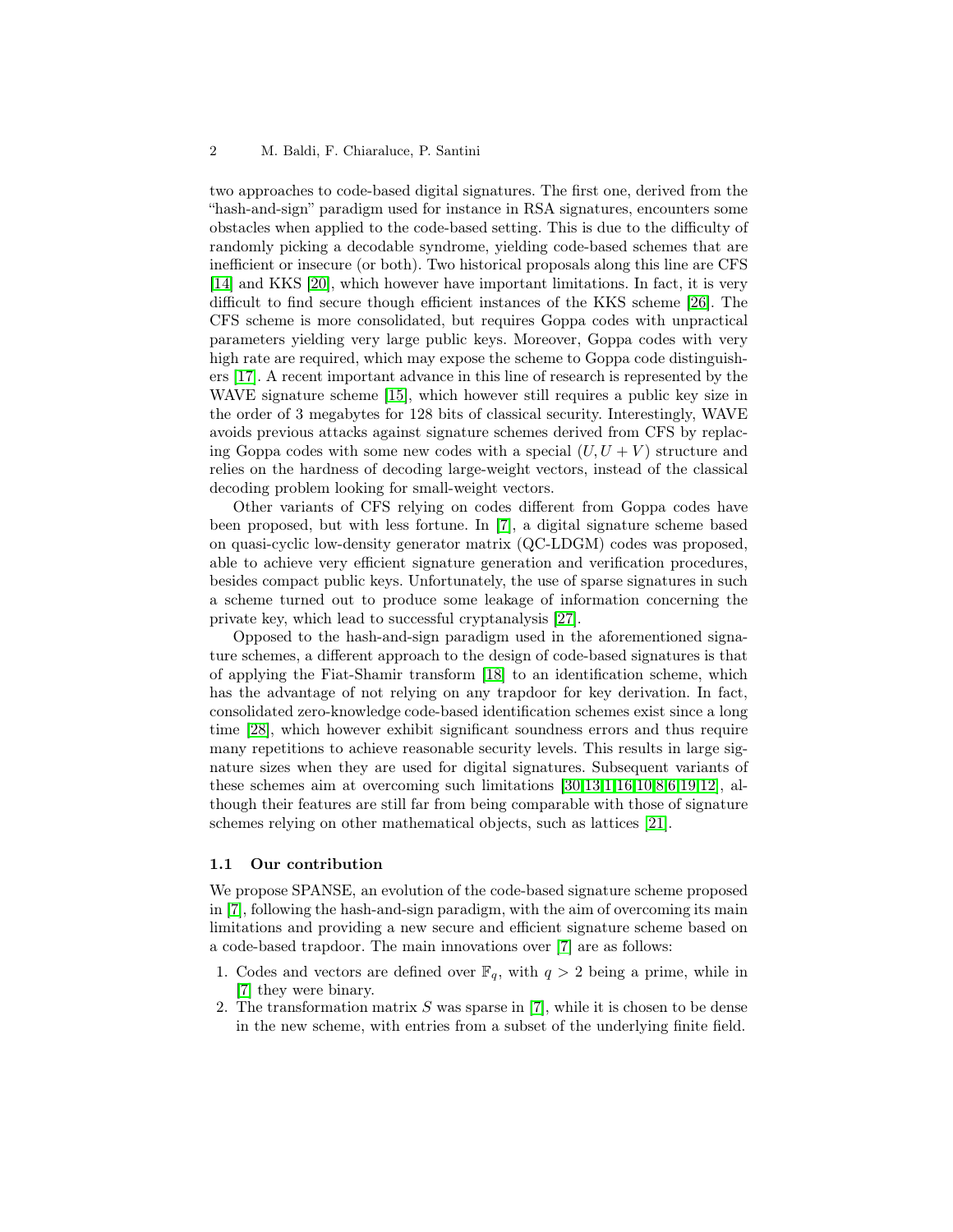two approaches to code-based digital signatures. The first one, derived from the "hash-and-sign" paradigm used for instance in RSA signatures, encounters some obstacles when applied to the code-based setting. This is due to the difficulty of randomly picking a decodable syndrome, yielding code-based schemes that are inefficient or insecure (or both). Two historical proposals along this line are CFS [14] and KKS [20], which however have important limitations. In fact, it is very difficult to find secure though efficient instances of the KKS scheme [26]. The CFS scheme is more consolidated, but requires Goppa codes with unpractical parameters yielding very large public keys. Moreover, Goppa codes with very high rate are required, which may expose the scheme to Goppa code distinguishers [17]. A recent important advance in this line of research is represented by the WAVE signature scheme [15], which however still requires a public key size in the order of 3 megabytes for 128 bits of classical security. Interestingly, WAVE avoids previous attacks against signature schemes derived from CFS by replacing Goppa codes with some new codes with a special $(U, U+V)$ structure and relies on the hardness of decoding large-weight vectors, instead of the classical decoding problem looking for small-weight vectors.

Other variants of CFS relying on codes different from Goppa codes have been proposed, but with less fortune. In [7], a digital signature scheme based on quasi-cyclic low-density generator matrix (QC-LDGM) codes was proposed, able to achieve very efficient signature generation and verification procedures, besides compact public keys. Unfortunately, the use of sparse signatures in such a scheme turned out to produce some leakage of information concerning the private key, which lead to successful cryptanalysis [27].

Opposed to the hash-and-sign paradigm used in the aforementioned signature schemes, a different approach to the design of code-based signatures is that of applying the Fiat-Shamir transform [18] to an identification scheme, which has the advantage of not relying on any trapdoor for key derivation. In fact, consolidated zero-knowledge code-based identification schemes exist since a long time [28], which however exhibit significant soundness errors and thus require many repetitions to achieve reasonable security levels. This results in large signature sizes when they are used for digital signatures. Subsequent variants of these schemes aim at overcoming such limitations [30,13,1,16,10,8,6,19,12], although their features are still far from being comparable with those of signature schemes relying on other mathematical objects, such as lattices [21].

### 1.1 Our contribution

We propose SPANSE, an evolution of the code-based signature scheme proposed in [7], following the hash-and-sign paradigm, with the aim of overcoming its main limitations and providing a new secure and efficient signature scheme based on a code-based trapdoor. The main innovations over [7] are as follows:

1. Codes and vectors are defined over $\mathbb{F}_q$, with $q > 2$ being a prime, while in [7] they were binary.
2. The transformation matrix $S$ was sparse in [7], while it is chosen to be dense in the new scheme, with entries from a subset of the underlying finite field.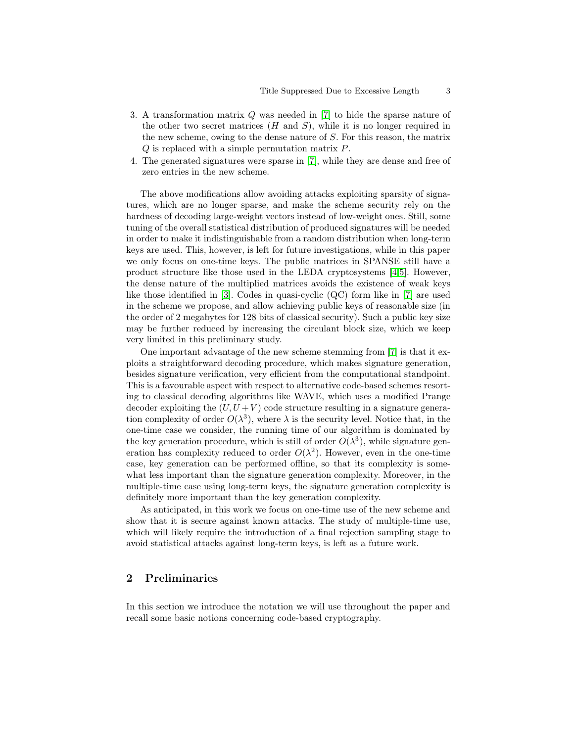3. A transformation matrix $Q$ was needed in [7] to hide the sparse nature of the other two secret matrices ($H$ and $S$), while it is no longer required in the new scheme, owing to the dense nature of $S$. For this reason, the matrix $Q$ is replaced with a simple permutation matrix $P$.
4. The generated signatures were sparse in [7], while they are dense and free of zero entries in the new scheme.

The above modifications allow avoiding attacks exploiting sparsity of signatures, which are no longer sparse, and make the scheme security rely on the hardness of decoding large-weight vectors instead of low-weight ones. Still, some tuning of the overall statistical distribution of produced signatures will be needed in order to make it indistinguishable from a random distribution when long-term keys are used. This, however, is left for future investigations, while in this paper we only focus on one-time keys. The public matrices in SPANSE still have a product structure like those used in the LEDA cryptosystems [4,5]. However, the dense nature of the multiplied matrices avoids the existence of weak keys like those identified in [3]. Codes in quasi-cyclic (QC) form like in [7] are used in the scheme we propose, and allow achieving public keys of reasonable size (in the order of 2 megabytes for 128 bits of classical security). Such a public key size may be further reduced by increasing the circulant block size, which we keep very limited in this preliminary study.

One important advantage of the new scheme stemming from [7] is that it exploits a straightforward decoding procedure, which makes signature generation, besides signature verification, very efficient from the computational standpoint. This is a favourable aspect with respect to alternative code-based schemes resorting to classical decoding algorithms like WAVE, which uses a modified Prange decoder exploiting the $(U, U+V)$ code structure resulting in a signature generation complexity of order $O(\lambda^3)$, where $\lambda$ is the security level. Notice that, in the one-time case we consider, the running time of our algorithm is dominated by the key generation procedure, which is still of order $O(\lambda^3)$, while signature generation has complexity reduced to order $O(\lambda^2)$. However, even in the one-time case, key generation can be performed offline, so that its complexity is somewhat less important than the signature generation complexity. Moreover, in the multiple-time case using long-term keys, the signature generation complexity is definitely more important than the key generation complexity.

As anticipated, in this work we focus on one-time use of the new scheme and show that it is secure against known attacks. The study of multiple-time use, which will likely require the introduction of a final rejection sampling stage to avoid statistical attacks against long-term keys, is left as a future work.

## 2 Preliminaries

In this section we introduce the notation we will use throughout the paper and recall some basic notions concerning code-based cryptography.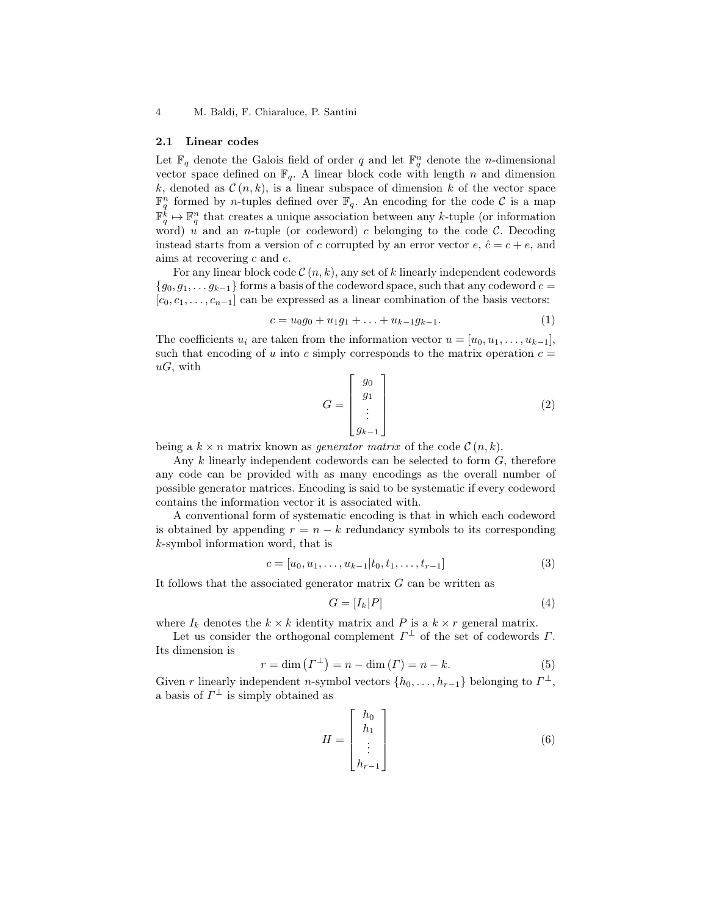### 2.1 Linear codes

Let $\mathbb{F}_q$ denote the Galois field of order $q$ and let $\mathbb{F}_q^n$ denote the $n$-dimensional vector space defined on $\mathbb{F}_q$. A linear block code with length $n$ and dimension $k$, denoted as $\mathcal{C}(n, k)$, is a linear subspace of dimension $k$ of the vector space $\mathbb{F}_q^n$ formed by $n$-tuples defined over $\mathbb{F}_q$. An encoding for the code $\mathcal{C}$ is a map $\mathbb{F}_q^k \mapsto \mathbb{F}_q^n$ that creates a unique association between any $k$-tuple (or information word) $u$ and an $n$-tuple (or codeword) $c$ belonging to the code $\mathcal{C}$. Decoding instead starts from a version of $c$ corrupted by an error vector $e$, $\hat{c} = c + e$, and aims at recovering $c$ and $e$.

For any linear block code $\mathcal{C}(n, k)$, any set of $k$ linearly independent codewords $\{g_0, g_1, \ldots g_{k-1}\}$ forms a basis of the codeword space, such that any codeword $c = [c_0, c_1, \ldots, c_{n-1}]$ can be expressed as a linear combination of the basis vectors:

$$c = u_0 g_0 + u_1 g_1 + \ldots + u_{k-1} g_{k-1}. \tag{1}$$

The coefficients $u_i$ are taken from the information vector $u = [u_0, u_1, \ldots, u_{k-1}]$, such that encoding of $u$ into $c$ simply corresponds to the matrix operation $c = uG$, with

$$G = \begin{bmatrix} g_0 \\ g_1 \\ \vdots \\ g_{k-1} \end{bmatrix} \tag{2}$$

being a $k \times n$ matrix known as *generator matrix* of the code $\mathcal{C}(n, k)$.

Any $k$ linearly independent codewords can be selected to form $G$, therefore any code can be provided with as many encodings as the overall number of possible generator matrices. Encoding is said to be systematic if every codeword contains the information vector it is associated with.

A conventional form of systematic encoding is that in which each codeword is obtained by appending $r = n - k$ redundancy symbols to its corresponding $k$-symbol information word, that is

$$c = [u_0, u_1, \ldots, u_{k-1} | t_0, t_1, \ldots, t_{r-1}] \tag{3}$$

It follows that the associated generator matrix $G$ can be written as

$$G = [I_k | P] \tag{4}$$

where $I_k$ denotes the $k \times k$ identity matrix and $P$ is a $k \times r$ general matrix.

Let us consider the orthogonal complement $\Gamma^\perp$ of the set of codewords $\Gamma$. Its dimension is

$$r = \dim\left(\Gamma^\perp\right) = n - \dim\left(\Gamma\right) = n - k. \tag{5}$$

Given $r$ linearly independent $n$-symbol vectors $\{h_0, \ldots, h_{r-1}\}$ belonging to $\Gamma^\perp$, a basis of $\Gamma^\perp$ is simply obtained as

$$H = \begin{bmatrix} h_0 \\ h_1 \\ \vdots \\ h_{r-1} \end{bmatrix} \tag{6}$$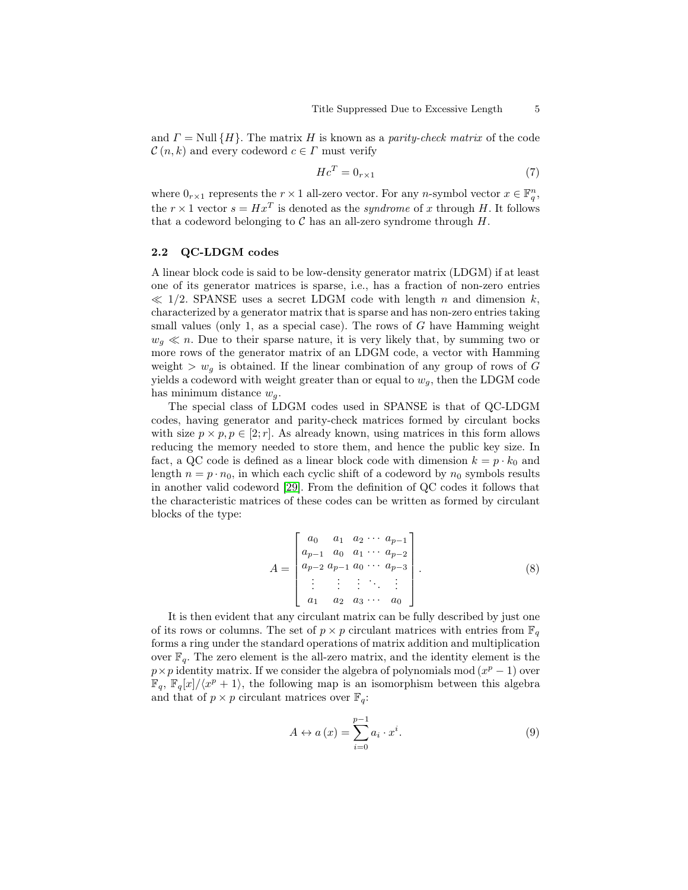and $\Gamma = \text{Null}\{H\}$. The matrix $H$ is known as a *parity-check matrix* of the code $\mathcal{C}(n,k)$ and every codeword $c \in \Gamma$ must verify

$$Hc^T = 0_{r\times 1} \tag{7}$$

where $0_{r\times 1}$ represents the $r \times 1$ all-zero vector. For any $n$-symbol vector $x \in \mathbb{F}_q^n$, the $r \times 1$ vector $s = Hx^T$ is denoted as the *syndrome* of $x$ through $H$. It follows that a codeword belonging to $\mathcal{C}$ has an all-zero syndrome through $H$.

### 2.2 QC-LDGM codes

A linear block code is said to be low-density generator matrix (LDGM) if at least one of its generator matrices is sparse, i.e., has a fraction of non-zero entries $\ll 1/2$. SPANSE uses a secret LDGM code with length $n$ and dimension $k$, characterized by a generator matrix that is sparse and has non-zero entries taking small values (only 1, as a special case). The rows of $G$ have Hamming weight $w_g \ll n$. Due to their sparse nature, it is very likely that, by summing two or more rows of the generator matrix of an LDGM code, a vector with Hamming weight $> w_g$ is obtained. If the linear combination of any group of rows of $G$ yields a codeword with weight greater than or equal to $w_g$, then the LDGM code has minimum distance $w_g$.

The special class of LDGM codes used in SPANSE is that of QC-LDGM codes, having generator and parity-check matrices formed by circulant bocks with size $p \times p, p \in [2; r]$. As already known, using matrices in this form allows reducing the memory needed to store them, and hence the public key size. In fact, a QC code is defined as a linear block code with dimension $k = p \cdot k_0$ and length $n = p \cdot n_0$, in which each cyclic shift of a codeword by $n_0$ symbols results in another valid codeword [29]. From the definition of QC codes it follows that the characteristic matrices of these codes can be written as formed by circulant blocks of the type:

$$A = \begin{bmatrix} a_0 & a_1 & a_2 & \cdots & a_{p-1} \\ a_{p-1} & a_0 & a_1 & \cdots & a_{p-2} \\ a_{p-2} & a_{p-1} & a_0 & \cdots & a_{p-3} \\ \vdots & \vdots & \vdots & \ddots & \vdots \\ a_1 & a_2 & a_3 & \cdots & a_0 \end{bmatrix}. \tag{8}$$

It is then evident that any circulant matrix can be fully described by just one of its rows or columns. The set of $p \times p$ circulant matrices with entries from $\mathbb{F}_q$ forms a ring under the standard operations of matrix addition and multiplication over $\mathbb{F}_q$. The zero element is the all-zero matrix, and the identity element is the $p \times p$ identity matrix. If we consider the algebra of polynomials mod $(x^p - 1)$ over $\mathbb{F}_q$, $\mathbb{F}_q[x]/\langle x^p + 1\rangle$, the following map is an isomorphism between this algebra and that of $p \times p$ circulant matrices over $\mathbb{F}_q$:

$$A \leftrightarrow a(x) = \sum_{i=0}^{p-1} a_i \cdot x^i. \tag{9}$$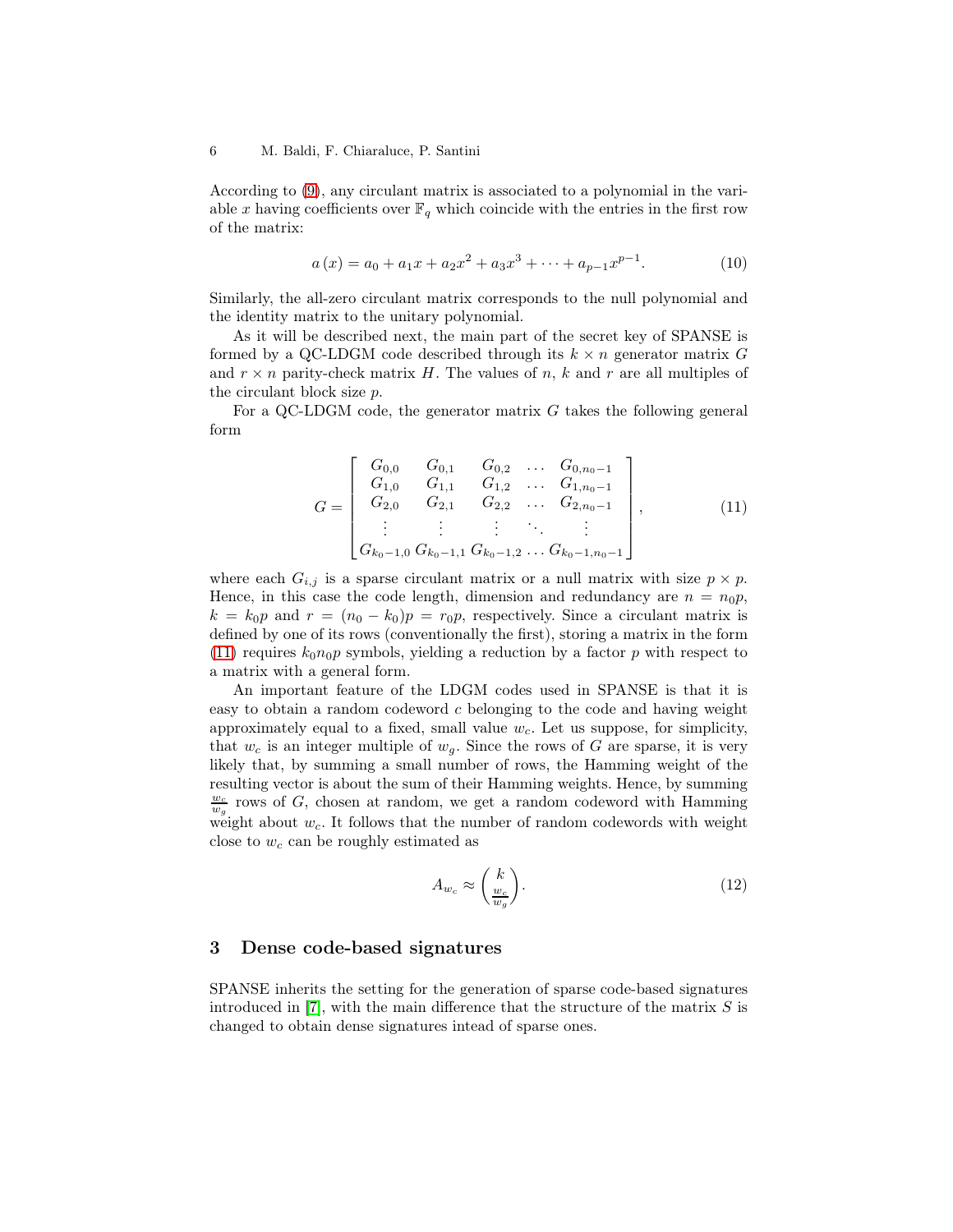According to (9), any circulant matrix is associated to a polynomial in the variable $x$ having coefficients over $\mathbb{F}_q$ which coincide with the entries in the first row of the matrix:

$$a(x) = a_0 + a_1 x + a_2 x^2 + a_3 x^3 + \cdots + a_{p-1} x^{p-1}. \tag{10}$$

Similarly, the all-zero circulant matrix corresponds to the null polynomial and the identity matrix to the unitary polynomial.

As it will be described next, the main part of the secret key of SPANSE is formed by a QC-LDGM code described through its $k \times n$ generator matrix $G$ and $r \times n$ parity-check matrix $H$. The values of $n$, $k$ and $r$ are all multiples of the circulant block size $p$.

For a QC-LDGM code, the generator matrix $G$ takes the following general form

$$G = \begin{bmatrix} G_{0,0} & G_{0,1} & G_{0,2} & \dots & G_{0,n_0-1} \\ G_{1,0} & G_{1,1} & G_{1,2} & \dots & G_{1,n_0-1} \\ G_{2,0} & G_{2,1} & G_{2,2} & \dots & G_{2,n_0-1} \\ \vdots & \vdots & \vdots & \ddots & \vdots \\ G_{k_0-1,0} & G_{k_0-1,1} & G_{k_0-1,2} & \dots & G_{k_0-1,n_0-1} \end{bmatrix}, \tag{11}$$

where each $G_{i,j}$ is a sparse circulant matrix or a null matrix with size $p \times p$. Hence, in this case the code length, dimension and redundancy are $n = n_0 p$, $k = k_0 p$ and $r = (n_0 - k_0)p = r_0 p$, respectively. Since a circulant matrix is defined by one of its rows (conventionally the first), storing a matrix in the form (11) requires $k_0 n_0 p$ symbols, yielding a reduction by a factor $p$ with respect to a matrix with a general form.

An important feature of the LDGM codes used in SPANSE is that it is easy to obtain a random codeword $c$ belonging to the code and having weight approximately equal to a fixed, small value $w_c$. Let us suppose, for simplicity, that $w_c$ is an integer multiple of $w_g$. Since the rows of $G$ are sparse, it is very likely that, by summing a small number of rows, the Hamming weight of the resulting vector is about the sum of their Hamming weights. Hence, by summing $\frac{w_c}{w_g}$ rows of $G$, chosen at random, we get a random codeword with Hamming weight about $w_c$. It follows that the number of random codewords with weight close to $w_c$ can be roughly estimated as

$$A_{w_c} \approx \binom{k}{\frac{w_c}{w_g}}. \tag{12}$$

## 3 Dense code-based signatures

SPANSE inherits the setting for the generation of sparse code-based signatures introduced in [7], with the main difference that the structure of the matrix $S$ is changed to obtain dense signatures intead of sparse ones.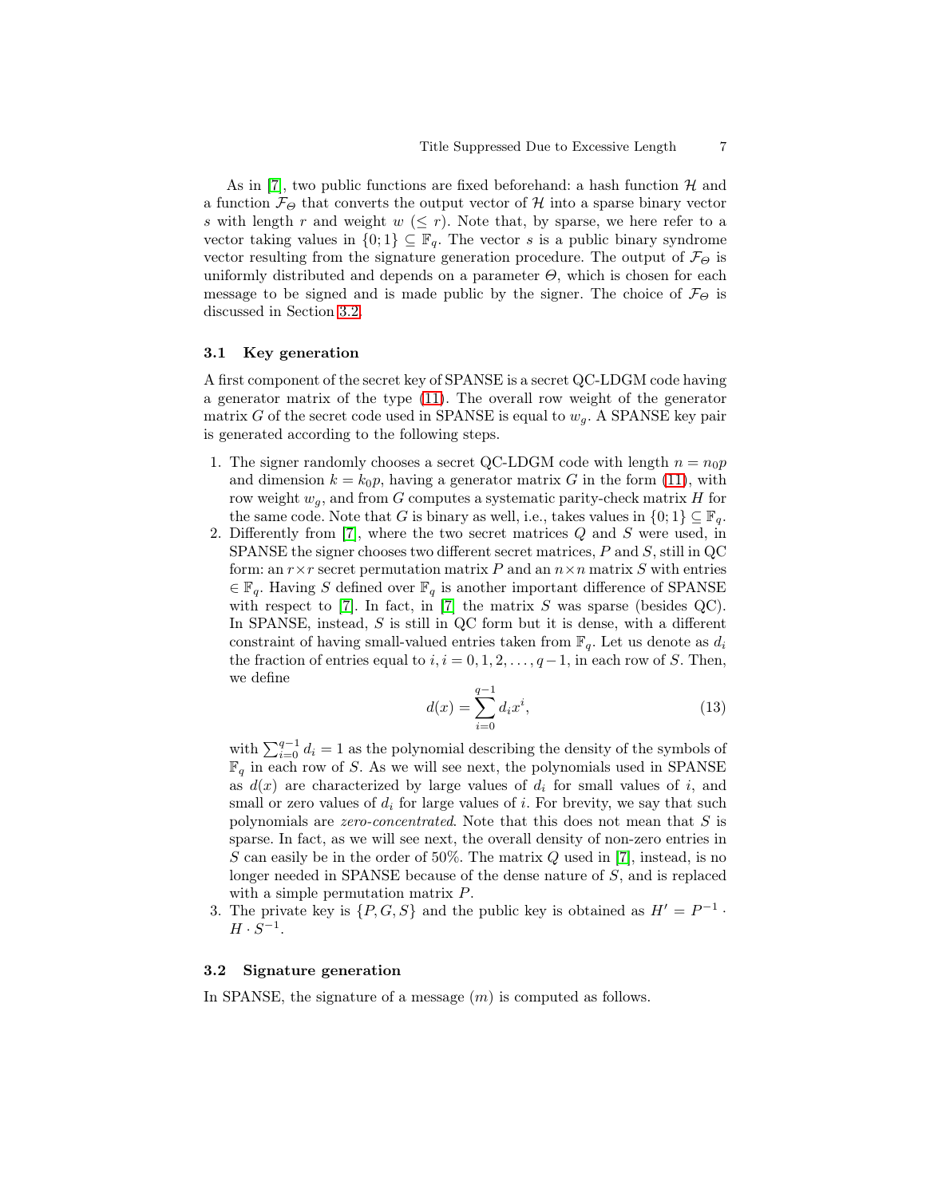As in [7], two public functions are fixed beforehand: a hash function $\mathcal{H}$ and a function $\mathcal{F}_\Theta$ that converts the output vector of $\mathcal{H}$ into a sparse binary vector $s$ with length $r$ and weight $w$ ($\leq r$). Note that, by sparse, we here refer to a vector taking values in $\{0;1\} \subseteq \mathbb{F}_q$. The vector $s$ is a public binary syndrome vector resulting from the signature generation procedure. The output of $\mathcal{F}_\Theta$ is uniformly distributed and depends on a parameter $\Theta$, which is chosen for each message to be signed and is made public by the signer. The choice of $\mathcal{F}_\Theta$ is discussed in Section 3.2.

### 3.1 Key generation

A first component of the secret key of SPANSE is a secret QC-LDGM code having a generator matrix of the type (11). The overall row weight of the generator matrix $G$ of the secret code used in SPANSE is equal to $w_g$. A SPANSE key pair is generated according to the following steps.

1. The signer randomly chooses a secret QC-LDGM code with length $n = n_0 p$ and dimension $k = k_0 p$, having a generator matrix $G$ in the form (11), with row weight $w_g$, and from $G$ computes a systematic parity-check matrix $H$ for the same code. Note that $G$ is binary as well, i.e., takes values in $\{0;1\} \subseteq \mathbb{F}_q$.
2. Differently from [7], where the two secret matrices $Q$ and $S$ were used, in SPANSE the signer chooses two different secret matrices, $P$ and $S$, still in QC form: an $r \times r$ secret permutation matrix $P$ and an $n \times n$ matrix $S$ with entries $\in \mathbb{F}_q$. Having $S$ defined over $\mathbb{F}_q$ is another important difference of SPANSE with respect to [7]. In fact, in [7] the matrix $S$ was sparse (besides QC). In SPANSE, instead, $S$ is still in QC form but it is dense, with a different constraint of having small-valued entries taken from $\mathbb{F}_q$. Let us denote as $d_i$ the fraction of entries equal to $i, i = 0, 1, 2, \ldots, q-1$, in each row of $S$. Then, we define
$$d(x) = \sum_{i=0}^{q-1} d_i x^i, \tag{13}$$
with $\sum_{i=0}^{q-1} d_i = 1$ as the polynomial describing the density of the symbols of $\mathbb{F}_q$ in each row of $S$. As we will see next, the polynomials used in SPANSE as $d(x)$ are characterized by large values of $d_i$ for small values of $i$, and small or zero values of $d_i$ for large values of $i$. For brevity, we say that such polynomials are *zero-concentrated*. Note that this does not mean that $S$ is sparse. In fact, as we will see next, the overall density of non-zero entries in $S$ can easily be in the order of 50%. The matrix $Q$ used in [7], instead, is no longer needed in SPANSE because of the dense nature of $S$, and is replaced with a simple permutation matrix $P$.
3. The private key is $\{P, G, S\}$ and the public key is obtained as $H' = P^{-1} \cdot H \cdot S^{-1}$.

### 3.2 Signature generation

In SPANSE, the signature of a message $(m)$ is computed as follows.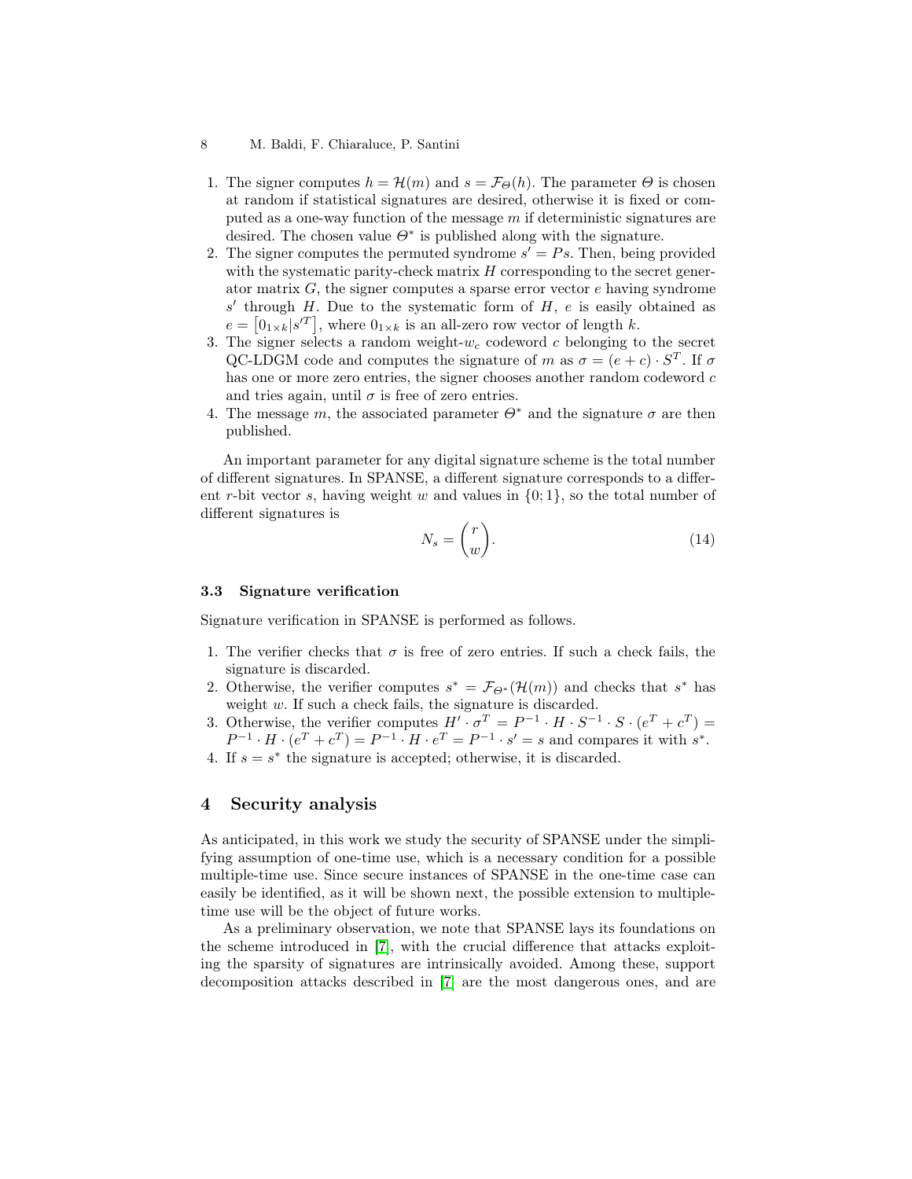1. The signer computes $h = \mathcal{H}(m)$ and $s = \mathcal{F}_{\Theta}(h)$. The parameter $\Theta$ is chosen at random if statistical signatures are desired, otherwise it is fixed or computed as a one-way function of the message $m$ if deterministic signatures are desired. The chosen value $\Theta^*$ is published along with the signature.
2. The signer computes the permuted syndrome $s' = Ps$. Then, being provided with the systematic parity-check matrix $H$ corresponding to the secret generator matrix $G$, the signer computes a sparse error vector $e$ having syndrome $s'$ through $H$. Due to the systematic form of $H$, $e$ is easily obtained as $e = \left[0_{1\times k}|s'^T\right]$, where $0_{1\times k}$ is an all-zero row vector of length $k$.
3. The signer selects a random weight-$w_c$ codeword $c$ belonging to the secret QC-LDGM code and computes the signature of $m$ as $\sigma = (e + c) \cdot S^T$. If $\sigma$ has one or more zero entries, the signer chooses another random codeword $c$ and tries again, until $\sigma$ is free of zero entries.
4. The message $m$, the associated parameter $\Theta^*$ and the signature $\sigma$ are then published.

An important parameter for any digital signature scheme is the total number of different signatures. In SPANSE, a different signature corresponds to a different $r$-bit vector $s$, having weight $w$ and values in $\{0; 1\}$, so the total number of different signatures is

$$N_s = \binom{r}{w}. \tag{14}$$

### 3.3 Signature verification

Signature verification in SPANSE is performed as follows.

1. The verifier checks that $\sigma$ is free of zero entries. If such a check fails, the signature is discarded.
2. Otherwise, the verifier computes $s^* = \mathcal{F}_{\Theta^*}(\mathcal{H}(m))$ and checks that $s^*$ has weight $w$. If such a check fails, the signature is discarded.
3. Otherwise, the verifier computes $H' \cdot \sigma^T = P^{-1} \cdot H \cdot S^{-1} \cdot S \cdot (e^T + c^T) = P^{-1} \cdot H \cdot (e^T + c^T) = P^{-1} \cdot H \cdot e^T = P^{-1} \cdot s' = s$ and compares it with $s^*$.
4. If $s = s^*$ the signature is accepted; otherwise, it is discarded.

## 4 Security analysis

As anticipated, in this work we study the security of SPANSE under the simplifying assumption of one-time use, which is a necessary condition for a possible multiple-time use. Since secure instances of SPANSE in the one-time case can easily be identified, as it will be shown next, the possible extension to multiple-time use will be the object of future works.

As a preliminary observation, we note that SPANSE lays its foundations on the scheme introduced in [7], with the crucial difference that attacks exploiting the sparsity of signatures are intrinsically avoided. Among these, support decomposition attacks described in [7] are the most dangerous ones, and are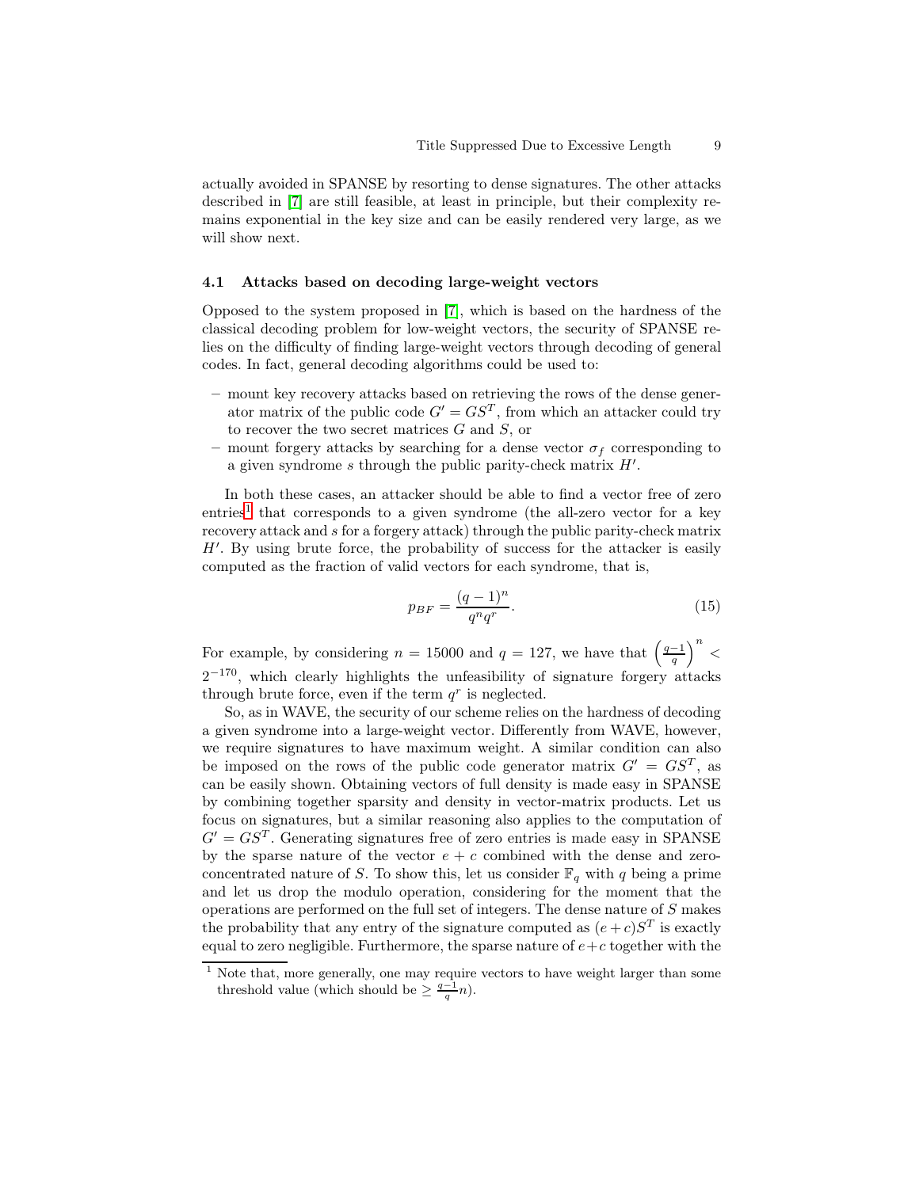actually avoided in SPANSE by resorting to dense signatures. The other attacks described in [7] are still feasible, at least in principle, but their complexity remains exponential in the key size and can be easily rendered very large, as we will show next.

### 4.1 Attacks based on decoding large-weight vectors

Opposed to the system proposed in [7], which is based on the hardness of the classical decoding problem for low-weight vectors, the security of SPANSE relies on the difficulty of finding large-weight vectors through decoding of general codes. In fact, general decoding algorithms could be used to:

- mount key recovery attacks based on retrieving the rows of the dense generator matrix of the public code $G' = GS^T$, from which an attacker could try to recover the two secret matrices $G$ and $S$, or
- mount forgery attacks by searching for a dense vector $\sigma_f$ corresponding to a given syndrome $s$ through the public parity-check matrix $H'$.

In both these cases, an attacker should be able to find a vector free of zero entries[1] that corresponds to a given syndrome (the all-zero vector for a key recovery attack and $s$ for a forgery attack) through the public parity-check matrix $H'$. By using brute force, the probability of success for the attacker is easily computed as the fraction of valid vectors for each syndrome, that is,

$$p_{BF} = \frac{(q-1)^n}{q^n q^r}. \tag{15}$$

For example, by considering $n = 15000$ and $q = 127$, we have that $\left(\frac{q-1}{q}\right)^n < 2^{-170}$, which clearly highlights the unfeasibility of signature forgery attacks through brute force, even if the term $q^r$ is neglected.

So, as in WAVE, the security of our scheme relies on the hardness of decoding a given syndrome into a large-weight vector. Differently from WAVE, however, we require signatures to have maximum weight. A similar condition can also be imposed on the rows of the public code generator matrix $G' = GS^T$, as can be easily shown. Obtaining vectors of full density is made easy in SPANSE by combining together sparsity and density in vector-matrix products. Let us focus on signatures, but a similar reasoning also applies to the computation of $G' = GS^T$. Generating signatures free of zero entries is made easy in SPANSE by the sparse nature of the vector $e + c$ combined with the dense and zero-concentrated nature of $S$. To show this, let us consider $\mathbb{F}_q$ with $q$ being a prime and let us drop the modulo operation, considering for the moment that the operations are performed on the full set of integers. The dense nature of $S$ makes the probability that any entry of the signature computed as $(e + c)S^T$ is exactly equal to zero negligible. Furthermore, the sparse nature of $e+c$ together with the

[1] Note that, more generally, one may require vectors to have weight larger than some threshold value (which should be $\geq \frac{q-1}{q}n$).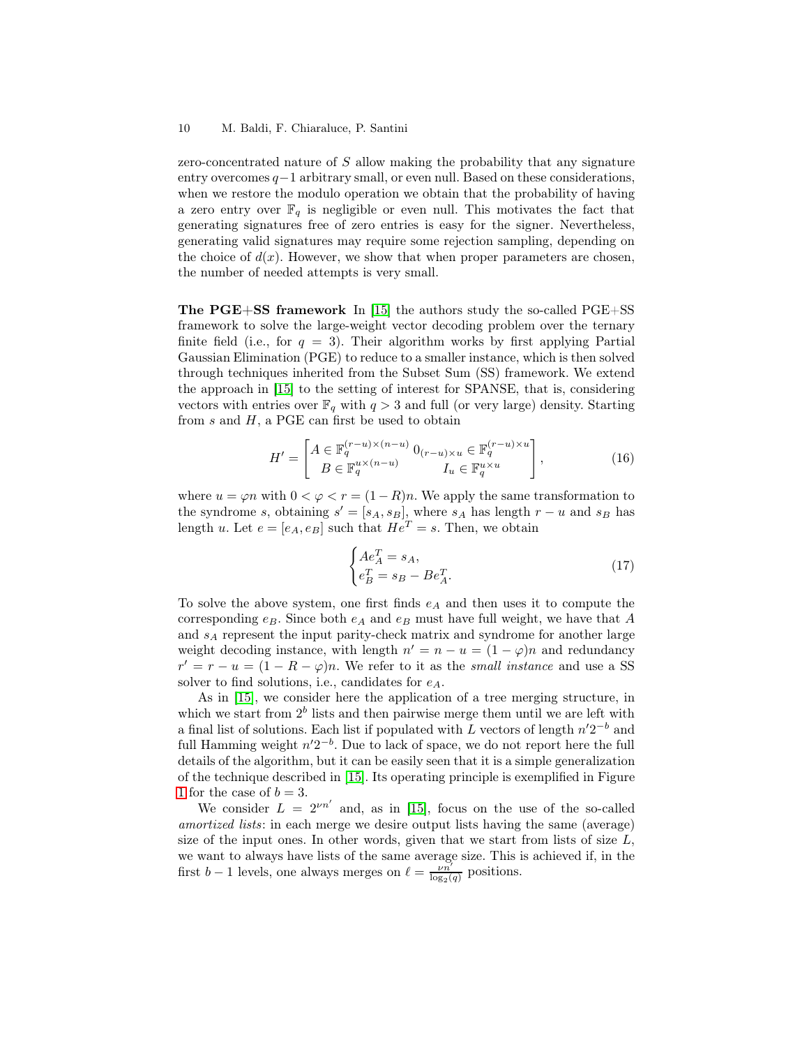zero-concentrated nature of $S$ allow making the probability that any signature entry overcomes $q-1$ arbitrary small, or even null. Based on these considerations, when we restore the modulo operation we obtain that the probability of having a zero entry over $\mathbb{F}_q$ is negligible or even null. This motivates the fact that generating signatures free of zero entries is easy for the signer. Nevertheless, generating valid signatures may require some rejection sampling, depending on the choice of $d(x)$. However, we show that when proper parameters are chosen, the number of needed attempts is very small.

**The PGE+SS framework** In [15] the authors study the so-called PGE+SS framework to solve the large-weight vector decoding problem over the ternary finite field (i.e., for $q = 3$). Their algorithm works by first applying Partial Gaussian Elimination (PGE) to reduce to a smaller instance, which is then solved through techniques inherited from the Subset Sum (SS) framework. We extend the approach in [15] to the setting of interest for SPANSE, that is, considering vectors with entries over $\mathbb{F}_q$ with $q > 3$ and full (or very large) density. Starting from $s$ and $H$, a PGE can first be used to obtain

$$H' = \begin{bmatrix} A \in \mathbb{F}_q^{(r-u)\times(n-u)} & 0_{(r-u)\times u} \in \mathbb{F}_q^{(r-u)\times u} \\ B \in \mathbb{F}_q^{u\times(n-u)} & I_u \in \mathbb{F}_q^{u\times u} \end{bmatrix}, \tag{16}$$

where $u = \varphi n$ with $0 < \varphi < r = (1-R)n$. We apply the same transformation to the syndrome $s$, obtaining $s' = [s_A, s_B]$, where $s_A$ has length $r - u$ and $s_B$ has length $u$. Let $e = [e_A, e_B]$ such that $He^T = s$. Then, we obtain

$$\begin{cases} Ae_A^T = s_A, \\ e_B^T = s_B - Be_A^T. \end{cases} \tag{17}$$

To solve the above system, one first finds $e_A$ and then uses it to compute the corresponding $e_B$. Since both $e_A$ and $e_B$ must have full weight, we have that $A$ and $s_A$ represent the input parity-check matrix and syndrome for another large weight decoding instance, with length $n' = n - u = (1-\varphi)n$ and redundancy $r' = r - u = (1 - R - \varphi)n$. We refer to it as the *small instance* and use a SS solver to find solutions, i.e., candidates for $e_A$.

As in [15], we consider here the application of a tree merging structure, in which we start from $2^b$ lists and then pairwise merge them until we are left with a final list of solutions. Each list if populated with $L$ vectors of length $n'2^{-b}$ and full Hamming weight $n'2^{-b}$. Due to lack of space, we do not report here the full details of the algorithm, but it can be easily seen that it is a simple generalization of the technique described in [15]. Its operating principle is exemplified in Figure 1 for the case of $b = 3$.

We consider $L = 2^{\nu n'}$ and, as in [15], focus on the use of the so-called *amortized lists*: in each merge we desire output lists having the same (average) size of the input ones. In other words, given that we start from lists of size $L$, we want to always have lists of the same average size. This is achieved if, in the first $b-1$ levels, one always merges on $\ell = \frac{\nu n'}{\log_2(q)}$ positions.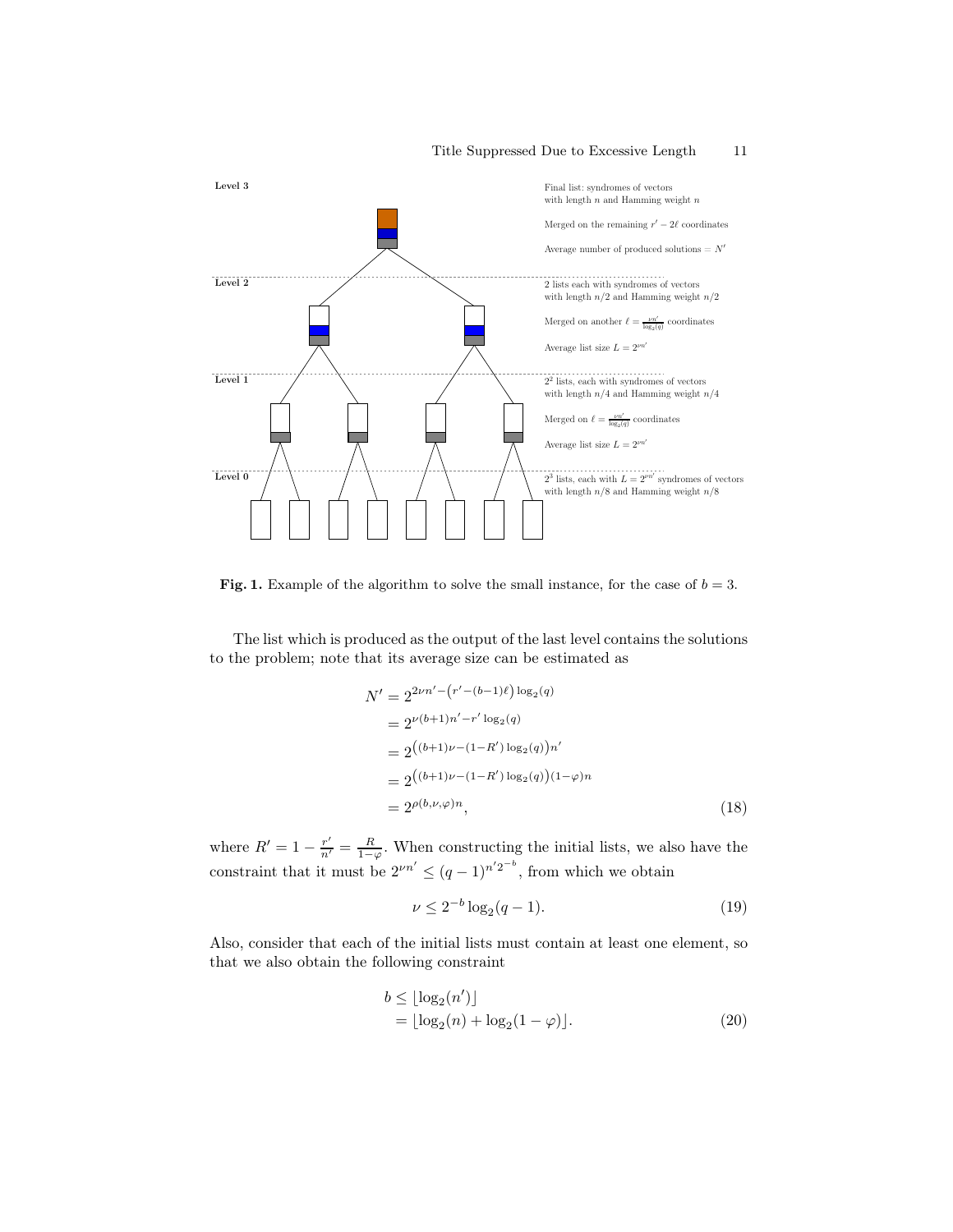Level 3

Final list: syndromes of vectors with length $n$ and Hamming weight $n$

Merged on the remaining $r' - 2\ell$ coordinates

Average number of produced solutions $= N'$

Level 2

2 lists each with syndromes of vectors with length $n/2$ and Hamming weight $n/2$

Merged on another $\ell = \frac{\nu n'}{\log_2(q)}$ coordinates

Average list size $L = 2^{\nu n'}$

Level 1

$2^2$ lists, each with syndromes of vectors with length $n/4$ and Hamming weight $n/4$

Merged on $\ell = \frac{\nu n'}{\log_2(q)}$ coordinates

Average list size $L = 2^{\nu n'}$

Level 0

$2^3$ lists, each with $L = 2^{\nu n'}$ syndromes of vectors with length $n/8$ and Hamming weight $n/8$

**Fig. 1.** Example of the algorithm to solve the small instance, for the case of $b = 3$.

The list which is produced as the output of the last level contains the solutions to the problem; note that its average size can be estimated as

$$
\begin{aligned}
N' &= 2^{2\nu n' - \left(r' - (b-1)\ell\right)\log_2(q)} \\
&= 2^{\nu(b+1)n' - r'\log_2(q)} \\
&= 2^{\left((b+1)\nu - (1-R')\log_2(q)\right)n'} \\
&= 2^{\left((b+1)\nu - (1-R')\log_2(q)\right)(1-\varphi)n} \\
&= 2^{\rho(b,\nu,\varphi)n},
\end{aligned} \tag{18}
$$

where $R' = 1 - \frac{r'}{n'} = \frac{R}{1-\varphi}$. When constructing the initial lists, we also have the constraint that it must be $2^{\nu n'} \leq (q-1)^{n' 2^{-b}}$, from which we obtain

$$
\nu \leq 2^{-b}\log_2(q-1). \tag{19}
$$

Also, consider that each of the initial lists must contain at least one element, so that we also obtain the following constraint

$$
\begin{aligned}
b &\leq \lfloor \log_2(n') \rfloor \\
&= \lfloor \log_2(n) + \log_2(1-\varphi) \rfloor.
\end{aligned} \tag{20}
$$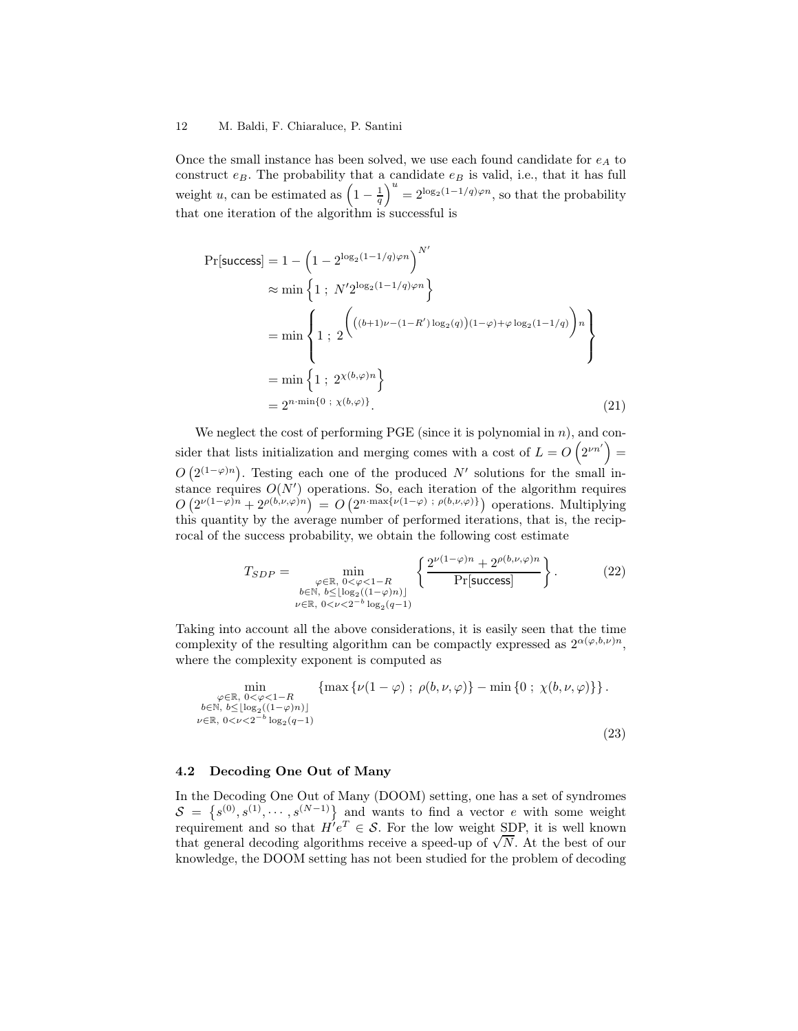Once the small instance has been solved, we use each found candidate for $e_A$ to construct $e_B$. The probability that a candidate $e_B$ is valid, i.e., that it has full weight $u$, can be estimated as $\left(1-\frac{1}{q}\right)^u = 2^{\log_2(1-1/q)\varphi n}$, so that the probability that one iteration of the algorithm is successful is

$$
\begin{aligned}
\Pr[\mathsf{success}] &= 1-\left(1-2^{\log_2(1-1/q)\varphi n}\right)^{N'} \\
&\approx \min\left\{1\ ;\ N'2^{\log_2(1-1/q)\varphi n}\right\} \\
&= \min\left\{1\ ;\ 2^{\left(\left((b+1)\nu-(1-R')\log_2(q)\right)(1-\varphi)+\varphi\log_2(1-1/q)\right)n}\right\} \\
&= \min\left\{1\ ;\ 2^{\chi(b,\varphi)n}\right\} \\
&= 2^{n\cdot\min\{0\ ;\ \chi(b,\varphi)\}}.
\end{aligned}
\tag{21}
$$

We neglect the cost of performing PGE (since it is polynomial in $n$), and consider that lists initialization and merging comes with a cost of $L = O\left(2^{\nu n'}\right) = O\left(2^{(1-\varphi)n}\right)$. Testing each one of the produced $N'$ solutions for the small instance requires $O(N')$ operations. So, each iteration of the algorithm requires $O\left(2^{\nu(1-\varphi)n}+2^{\rho(b,\nu,\varphi)n}\right) = O\left(2^{n\cdot\max\{\nu(1-\varphi)\ ;\ \rho(b,\nu,\varphi)\}}\right)$ operations. Multiplying this quantity by the average number of performed iterations, that is, the reciprocal of the success probability, we obtain the following cost estimate

$$
T_{SDP} = \min_{\substack{\varphi\in\mathbb{R},\ 0<\varphi<1-R \\ b\in\mathbb{N},\ b\leq\lfloor\log_2((1-\varphi)n)\rfloor \\ \nu\in\mathbb{R},\ 0<\nu<2^{-b}\log_2(q-1)}} \left\{\frac{2^{\nu(1-\varphi)n}+2^{\rho(b,\nu,\varphi)n}}{\Pr[\mathsf{success}]}\right\}.
\tag{22}
$$

Taking into account all the above considerations, it is easily seen that the time complexity of the resulting algorithm can be compactly expressed as $2^{\alpha(\varphi,b,\nu)n}$, where the complexity exponent is computed as

$$
\min_{\substack{\varphi\in\mathbb{R},\ 0<\varphi<1-R \\ b\in\mathbb{N},\ b\leq\lfloor\log_2((1-\varphi)n)\rfloor \\ \nu\in\mathbb{R},\ 0<\nu<2^{-b}\log_2(q-1)}} \left\{\max\left\{\nu(1-\varphi)\ ;\ \rho(b,\nu,\varphi)\right\} - \min\left\{0\ ;\ \chi(b,\nu,\varphi)\right\}\right\}.
\tag{23}
$$

### 4.2 Decoding One Out of Many

In the Decoding One Out of Many (DOOM) setting, one has a set of syndromes $\mathcal{S} = \left\{s^{(0)}, s^{(1)}, \cdots, s^{(N-1)}\right\}$ and wants to find a vector $e$ with some weight requirement and so that $H'e^T \in \mathcal{S}$. For the low weight SDP, it is well known that general decoding algorithms receive a speed-up of $\sqrt{N}$. At the best of our knowledge, the DOOM setting has not been studied for the problem of decoding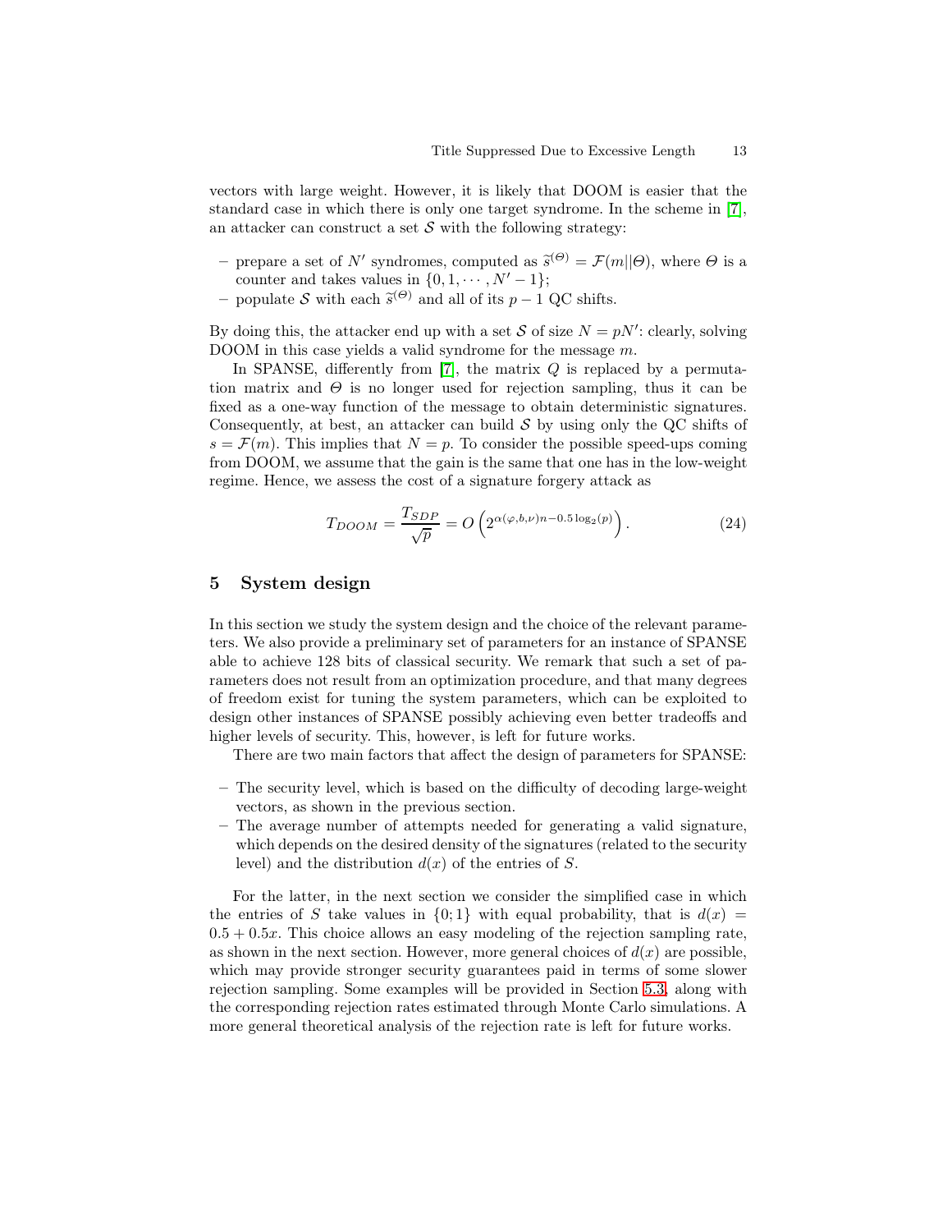vectors with large weight. However, it is likely that DOOM is easier that the standard case in which there is only one target syndrome. In the scheme in [7], an attacker can construct a set $\mathcal{S}$ with the following strategy:

- prepare a set of $N'$ syndromes, computed as $\widetilde{s}^{(\Theta)} = \mathcal{F}(m||\Theta)$, where $\Theta$ is a counter and takes values in $\{0, 1, \cdots, N'-1\}$;
- populate $\mathcal{S}$ with each $\widetilde{s}^{(\Theta)}$ and all of its $p-1$ QC shifts.

By doing this, the attacker end up with a set $\mathcal{S}$ of size $N = pN'$: clearly, solving DOOM in this case yields a valid syndrome for the message $m$.

In SPANSE, differently from [7], the matrix $Q$ is replaced by a permutation matrix and $\Theta$ is no longer used for rejection sampling, thus it can be fixed as a one-way function of the message to obtain deterministic signatures. Consequently, at best, an attacker can build $\mathcal{S}$ by using only the QC shifts of $s = \mathcal{F}(m)$. This implies that $N = p$. To consider the possible speed-ups coming from DOOM, we assume that the gain is the same that one has in the low-weight regime. Hence, we assess the cost of a signature forgery attack as

$$T_{DOOM} = \frac{T_{SDP}}{\sqrt{p}} = O\left(2^{\alpha(\varphi,b,\nu)n - 0.5\log_2(p)}\right). \tag{24}$$

## 5 System design

In this section we study the system design and the choice of the relevant parameters. We also provide a preliminary set of parameters for an instance of SPANSE able to achieve 128 bits of classical security. We remark that such a set of parameters does not result from an optimization procedure, and that many degrees of freedom exist for tuning the system parameters, which can be exploited to design other instances of SPANSE possibly achieving even better tradeoffs and higher levels of security. This, however, is left for future works.

There are two main factors that affect the design of parameters for SPANSE:

- The security level, which is based on the difficulty of decoding large-weight vectors, as shown in the previous section.
- The average number of attempts needed for generating a valid signature, which depends on the desired density of the signatures (related to the security level) and the distribution $d(x)$ of the entries of $S$.

For the latter, in the next section we consider the simplified case in which the entries of $S$ take values in $\{0; 1\}$ with equal probability, that is $d(x) = 0.5 + 0.5x$. This choice allows an easy modeling of the rejection sampling rate, as shown in the next section. However, more general choices of $d(x)$ are possible, which may provide stronger security guarantees paid in terms of some slower rejection sampling. Some examples will be provided in Section 5.3, along with the corresponding rejection rates estimated through Monte Carlo simulations. A more general theoretical analysis of the rejection rate is left for future works.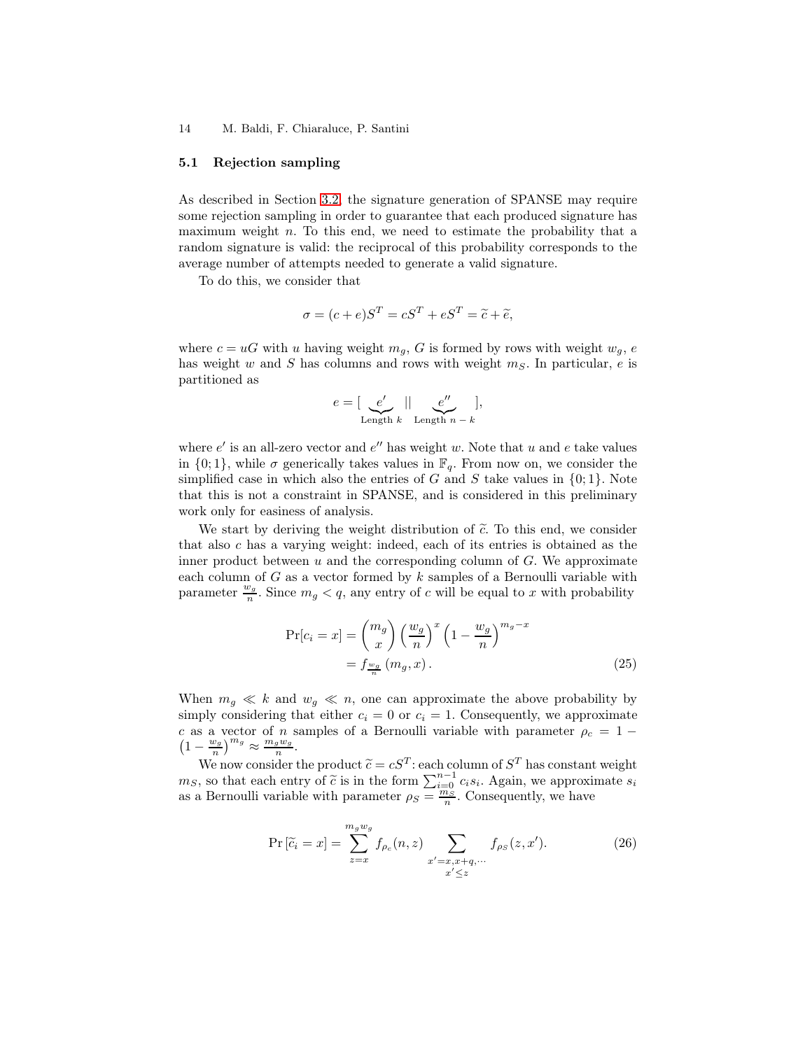### 5.1 Rejection sampling

As described in Section 3.2, the signature generation of SPANSE may require some rejection sampling in order to guarantee that each produced signature has maximum weight $n$. To this end, we need to estimate the probability that a random signature is valid: the reciprocal of this probability corresponds to the average number of attempts needed to generate a valid signature.

To do this, we consider that

$$\sigma = (c+e)S^T = cS^T + eS^T = \widetilde{c} + \widetilde{e},$$

where $c = uG$ with $u$ having weight $m_g$, $G$ is formed by rows with weight $w_g$, $e$ has weight $w$ and $S$ has columns and rows with weight $m_S$. In particular, $e$ is partitioned as

$$e = [\underbrace{e'}_{\text{Length } k} \;||\; \underbrace{e''}_{\text{Length } n-k}],$$

where $e'$ is an all-zero vector and $e''$ has weight $w$. Note that $u$ and $e$ take values in $\{0;1\}$, while $\sigma$ generically takes values in $\mathbb{F}_q$. From now on, we consider the simplified case in which also the entries of $G$ and $S$ take values in $\{0;1\}$. Note that this is not a constraint in SPANSE, and is considered in this preliminary work only for easiness of analysis.

We start by deriving the weight distribution of $\widetilde{c}$. To this end, we consider that also $c$ has a varying weight: indeed, each of its entries is obtained as the inner product between $u$ and the corresponding column of $G$. We approximate each column of $G$ as a vector formed by $k$ samples of a Bernoulli variable with parameter $\frac{w_g}{n}$. Since $m_g < q$, any entry of $c$ will be equal to $x$ with probability

$$\begin{aligned}
\Pr[c_i = x] &= \binom{m_g}{x}\left(\frac{w_g}{n}\right)^x\left(1-\frac{w_g}{n}\right)^{m_g - x} \\
&= f_{\frac{w_g}{n}}\left(m_g, x\right).
\end{aligned} \tag{25}$$

When $m_g \ll k$ and $w_g \ll n$, one can approximate the above probability by simply considering that either $c_i = 0$ or $c_i = 1$. Consequently, we approximate $c$ as a vector of $n$ samples of a Bernoulli variable with parameter $\rho_c = 1 - \left(1-\frac{w_g}{n}\right)^{m_g} \approx \frac{m_g w_g}{n}$.

We now consider the product $\widetilde{c} = cS^T$: each column of $S^T$ has constant weight $m_S$, so that each entry of $\widetilde{c}$ is in the form $\sum_{i=0}^{n-1} c_i s_i$. Again, we approximate $s_i$ as a Bernoulli variable with parameter $\rho_S = \frac{m_S}{n}$. Consequently, we have

$$\Pr\left[\widetilde{c}_i = x\right] = \sum_{z=x}^{m_g w_g} f_{\rho_c}(n,z) \sum_{\substack{x' = x, x+q, \cdots \\ x' \leq z}} f_{\rho_S}(z, x'). \tag{26}$$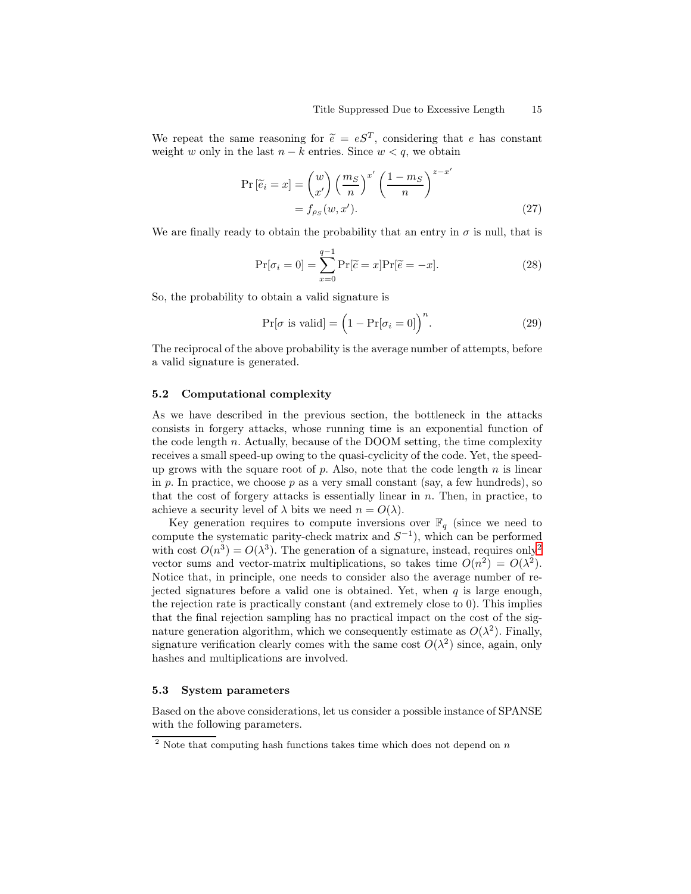We repeat the same reasoning for $\widetilde{e} = eS^T$, considering that $e$ has constant weight $w$ only in the last $n-k$ entries. Since $w < q$, we obtain

$$\begin{aligned}\Pr\left[\widetilde{e}_i = x\right] &= \binom{w}{x'} \left(\frac{m_S}{n}\right)^{x'} \left(\frac{1-m_S}{n}\right)^{z-x'} \\ &= f_{\rho_S}(w, x'). \end{aligned} \tag{27}$$

We are finally ready to obtain the probability that an entry in $\sigma$ is null, that is

$$\Pr[\sigma_i = 0] = \sum_{x=0}^{q-1} \Pr[\widetilde{c} = x]\Pr[\widetilde{e} = -x]. \tag{28}$$

So, the probability to obtain a valid signature is

$$\Pr[\sigma \text{ is valid}] = \Big(1 - \Pr[\sigma_i = 0]\Big)^n. \tag{29}$$

The reciprocal of the above probability is the average number of attempts, before a valid signature is generated.

### 5.2 Computational complexity

As we have described in the previous section, the bottleneck in the attacks consists in forgery attacks, whose running time is an exponential function of the code length $n$. Actually, because of the DOOM setting, the time complexity receives a small speed-up owing to the quasi-cyclicity of the code. Yet, the speed-up grows with the square root of $p$. Also, note that the code length $n$ is linear in $p$. In practice, we choose $p$ as a very small constant (say, a few hundreds), so that the cost of forgery attacks is essentially linear in $n$. Then, in practice, to achieve a security level of $\lambda$ bits we need $n = O(\lambda)$.

Key generation requires to compute inversions over $\mathbb{F}_q$ (since we need to compute the systematic parity-check matrix and $S^{-1}$), which can be performed with cost $O(n^3) = O(\lambda^3)$. The generation of a signature, instead, requires only[2] vector sums and vector-matrix multiplications, so takes time $O(n^2) = O(\lambda^2)$. Notice that, in principle, one needs to consider also the average number of rejected signatures before a valid one is obtained. Yet, when $q$ is large enough, the rejection rate is practically constant (and extremely close to 0). This implies that the final rejection sampling has no practical impact on the cost of the signature generation algorithm, which we consequently estimate as $O(\lambda^2)$. Finally, signature verification clearly comes with the same cost $O(\lambda^2)$ since, again, only hashes and multiplications are involved.

### 5.3 System parameters

Based on the above considerations, let us consider a possible instance of SPANSE with the following parameters.

[2] Note that computing hash functions takes time which does not depend on $n$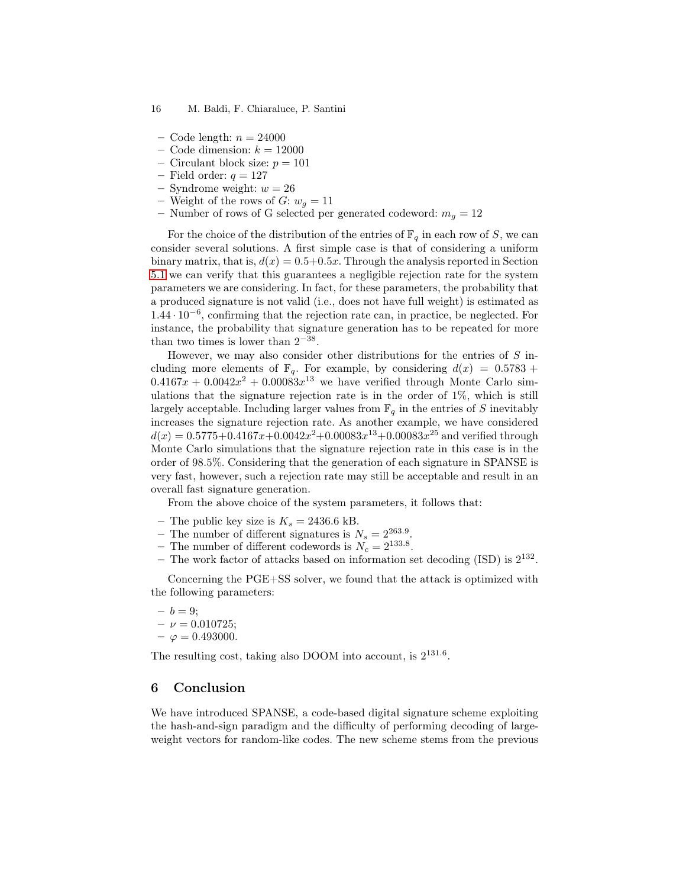- Code length: $n = 24000$
- Code dimension: $k = 12000$
- Circulant block size: $p = 101$
- Field order: $q = 127$
- Syndrome weight: $w = 26$
- Weight of the rows of $G$: $w_g = 11$
- Number of rows of G selected per generated codeword: $m_g = 12$

For the choice of the distribution of the entries of $\mathbb{F}_q$ in each row of $S$, we can consider several solutions. A first simple case is that of considering a uniform binary matrix, that is, $d(x) = 0.5 + 0.5x$. Through the analysis reported in Section 5.1 we can verify that this guarantees a negligible rejection rate for the system parameters we are considering. In fact, for these parameters, the probability that a produced signature is not valid (i.e., does not have full weight) is estimated as $1.44 \cdot 10^{-6}$, confirming that the rejection rate can, in practice, be neglected. For instance, the probability that signature generation has to be repeated for more than two times is lower than $2^{-38}$.

However, we may also consider other distributions for the entries of $S$ including more elements of $\mathbb{F}_q$. For example, by considering $d(x) = 0.5783 + 0.4167x + 0.0042x^2 + 0.00083x^{13}$ we have verified through Monte Carlo simulations that the signature rejection rate is in the order of 1%, which is still largely acceptable. Including larger values from $\mathbb{F}_q$ in the entries of $S$ inevitably increases the signature rejection rate. As another example, we have considered $d(x) = 0.5775 + 0.4167x + 0.0042x^2 + 0.00083x^{13} + 0.00083x^{25}$ and verified through Monte Carlo simulations that the signature rejection rate in this case is in the order of 98.5%. Considering that the generation of each signature in SPANSE is very fast, however, such a rejection rate may still be acceptable and result in an overall fast signature generation.

From the above choice of the system parameters, it follows that:

- The public key size is $K_s = 2436.6$ kB.
- The number of different signatures is $N_s = 2^{263.9}$.
- The number of different codewords is $N_c = 2^{133.8}$.
- The work factor of attacks based on information set decoding (ISD) is $2^{132}$.

Concerning the PGE+SS solver, we found that the attack is optimized with the following parameters:

- $b = 9$;
- $\nu = 0.010725$;
- $\varphi = 0.493000$.

The resulting cost, taking also DOOM into account, is $2^{131.6}$.

## 6 Conclusion

We have introduced SPANSE, a code-based digital signature scheme exploiting the hash-and-sign paradigm and the difficulty of performing decoding of large-weight vectors for random-like codes. The new scheme stems from the previous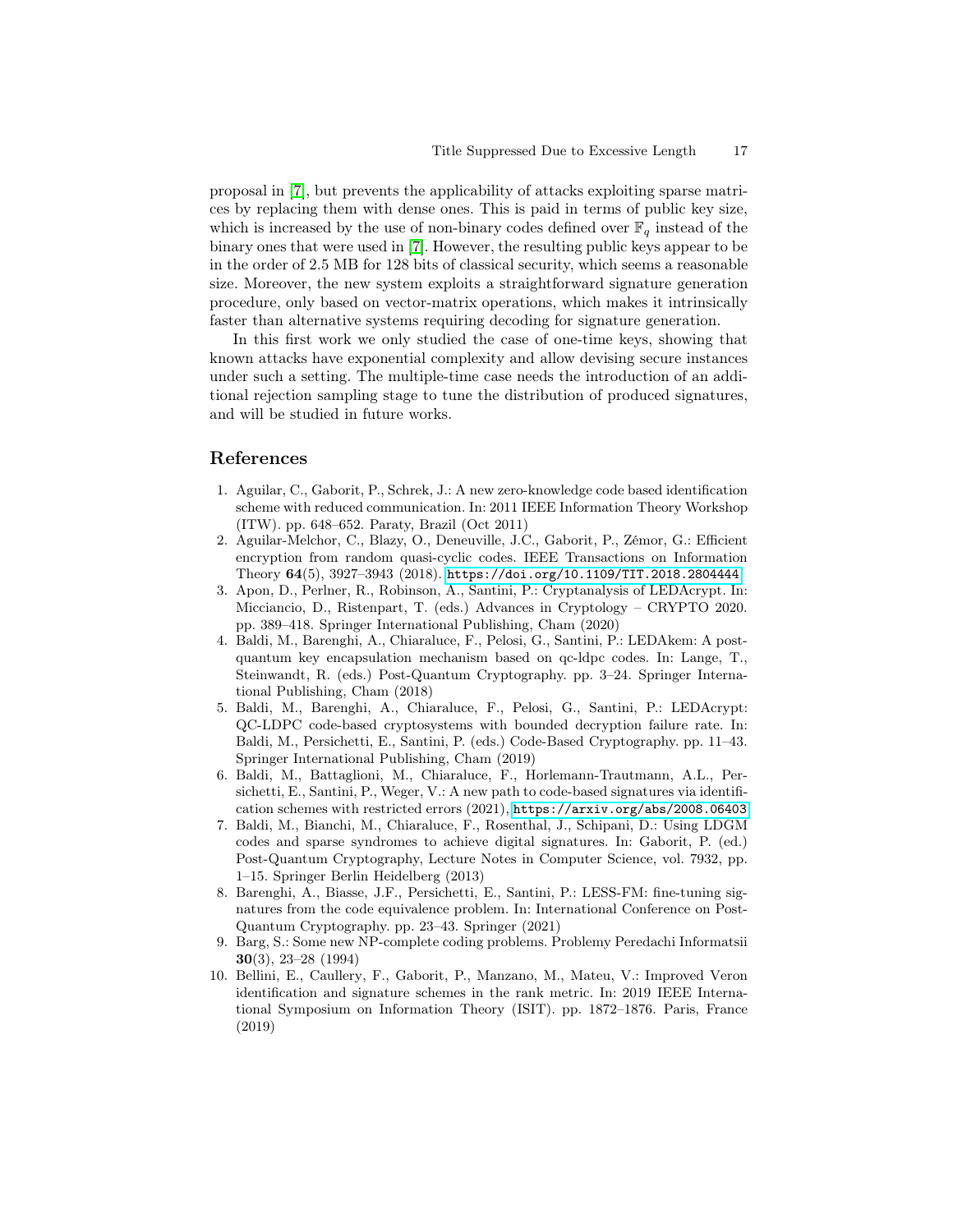proposal in [7], but prevents the applicability of attacks exploiting sparse matrices by replacing them with dense ones. This is paid in terms of public key size, which is increased by the use of non-binary codes defined over $\mathbb{F}_q$ instead of the binary ones that were used in [7]. However, the resulting public keys appear to be in the order of 2.5 MB for 128 bits of classical security, which seems a reasonable size. Moreover, the new system exploits a straightforward signature generation procedure, only based on vector-matrix operations, which makes it intrinsically faster than alternative systems requiring decoding for signature generation.

In this first work we only studied the case of one-time keys, showing that known attacks have exponential complexity and allow devising secure instances under such a setting. The multiple-time case needs the introduction of an additional rejection sampling stage to tune the distribution of produced signatures, and will be studied in future works.

## References

1. Aguilar, C., Gaborit, P., Schrek, J.: A new zero-knowledge code based identification scheme with reduced communication. In: 2011 IEEE Information Theory Workshop (ITW). pp. 648–652. Paraty, Brazil (Oct 2011)
2. Aguilar-Melchor, C., Blazy, O., Deneuville, J.C., Gaborit, P., Zémor, G.: Efficient encryption from random quasi-cyclic codes. IEEE Transactions on Information Theory **64**(5), 3927–3943 (2018). https://doi.org/10.1109/TIT.2018.2804444
3. Apon, D., Perlner, R., Robinson, A., Santini, P.: Cryptanalysis of LEDAcrypt. In: Micciancio, D., Ristenpart, T. (eds.) Advances in Cryptology – CRYPTO 2020. pp. 389–418. Springer International Publishing, Cham (2020)
4. Baldi, M., Barenghi, A., Chiaraluce, F., Pelosi, G., Santini, P.: LEDAkem: A post-quantum key encapsulation mechanism based on qc-ldpc codes. In: Lange, T., Steinwandt, R. (eds.) Post-Quantum Cryptography. pp. 3–24. Springer International Publishing, Cham (2018)
5. Baldi, M., Barenghi, A., Chiaraluce, F., Pelosi, G., Santini, P.: LEDAcrypt: QC-LDPC code-based cryptosystems with bounded decryption failure rate. In: Baldi, M., Persichetti, E., Santini, P. (eds.) Code-Based Cryptography. pp. 11–43. Springer International Publishing, Cham (2019)
6. Baldi, M., Battaglioni, M., Chiaraluce, F., Horlemann-Trautmann, A.L., Persichetti, E., Santini, P., Weger, V.: A new path to code-based signatures via identification schemes with restricted errors (2021), https://arxiv.org/abs/2008.06403
7. Baldi, M., Bianchi, M., Chiaraluce, F., Rosenthal, J., Schipani, D.: Using LDGM codes and sparse syndromes to achieve digital signatures. In: Gaborit, P. (ed.) Post-Quantum Cryptography, Lecture Notes in Computer Science, vol. 7932, pp. 1–15. Springer Berlin Heidelberg (2013)
8. Barenghi, A., Biasse, J.F., Persichetti, E., Santini, P.: LESS-FM: fine-tuning signatures from the code equivalence problem. In: International Conference on Post-Quantum Cryptography. pp. 23–43. Springer (2021)
9. Barg, S.: Some new NP-complete coding problems. Problemy Peredachi Informatsii **30**(3), 23–28 (1994)
10. Bellini, E., Caullery, F., Gaborit, P., Manzano, M., Mateu, V.: Improved Veron identification and signature schemes in the rank metric. In: 2019 IEEE International Symposium on Information Theory (ISIT). pp. 1872–1876. Paris, France (2019)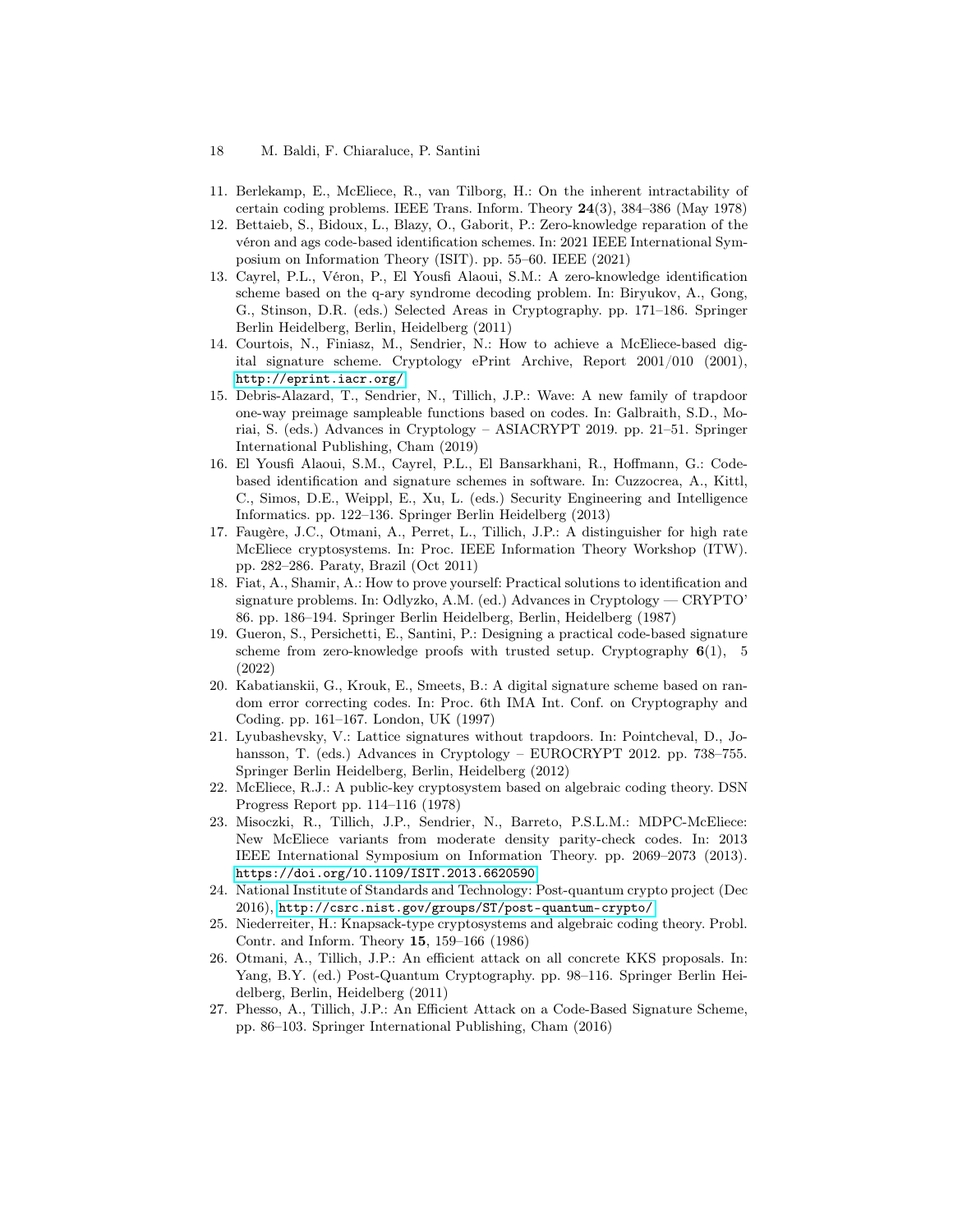11. Berlekamp, E., McEliece, R., van Tilborg, H.: On the inherent intractability of certain coding problems. IEEE Trans. Inform. Theory **24**(3), 384–386 (May 1978)
12. Bettaieb, S., Bidoux, L., Blazy, O., Gaborit, P.: Zero-knowledge reparation of the véron and ags code-based identification schemes. In: 2021 IEEE International Symposium on Information Theory (ISIT). pp. 55–60. IEEE (2021)
13. Cayrel, P.L., Véron, P., El Yousfi Alaoui, S.M.: A zero-knowledge identification scheme based on the q-ary syndrome decoding problem. In: Biryukov, A., Gong, G., Stinson, D.R. (eds.) Selected Areas in Cryptography. pp. 171–186. Springer Berlin Heidelberg, Berlin, Heidelberg (2011)
14. Courtois, N., Finiasz, M., Sendrier, N.: How to achieve a McEliece-based digital signature scheme. Cryptology ePrint Archive, Report 2001/010 (2001), `http://eprint.iacr.org/`
15. Debris-Alazard, T., Sendrier, N., Tillich, J.P.: Wave: A new family of trapdoor one-way preimage sampleable functions based on codes. In: Galbraith, S.D., Moriai, S. (eds.) Advances in Cryptology – ASIACRYPT 2019. pp. 21–51. Springer International Publishing, Cham (2019)
16. El Yousfi Alaoui, S.M., Cayrel, P.L., El Bansarkhani, R., Hoffmann, G.: Code-based identification and signature schemes in software. In: Cuzzocrea, A., Kittl, C., Simos, D.E., Weippl, E., Xu, L. (eds.) Security Engineering and Intelligence Informatics. pp. 122–136. Springer Berlin Heidelberg (2013)
17. Faugère, J.C., Otmani, A., Perret, L., Tillich, J.P.: A distinguisher for high rate McEliece cryptosystems. In: Proc. IEEE Information Theory Workshop (ITW). pp. 282–286. Paraty, Brazil (Oct 2011)
18. Fiat, A., Shamir, A.: How to prove yourself: Practical solutions to identification and signature problems. In: Odlyzko, A.M. (ed.) Advances in Cryptology — CRYPTO' 86. pp. 186–194. Springer Berlin Heidelberg, Berlin, Heidelberg (1987)
19. Gueron, S., Persichetti, E., Santini, P.: Designing a practical code-based signature scheme from zero-knowledge proofs with trusted setup. Cryptography **6**(1), 5 (2022)
20. Kabatianskii, G., Krouk, E., Smeets, B.: A digital signature scheme based on random error correcting codes. In: Proc. 6th IMA Int. Conf. on Cryptography and Coding. pp. 161–167. London, UK (1997)
21. Lyubashevsky, V.: Lattice signatures without trapdoors. In: Pointcheval, D., Johansson, T. (eds.) Advances in Cryptology – EUROCRYPT 2012. pp. 738–755. Springer Berlin Heidelberg, Berlin, Heidelberg (2012)
22. McEliece, R.J.: A public-key cryptosystem based on algebraic coding theory. DSN Progress Report pp. 114–116 (1978)
23. Misoczki, R., Tillich, J.P., Sendrier, N., Barreto, P.S.L.M.: MDPC-McEliece: New McEliece variants from moderate density parity-check codes. In: 2013 IEEE International Symposium on Information Theory. pp. 2069–2073 (2013). `https://doi.org/10.1109/ISIT.2013.6620590`
24. National Institute of Standards and Technology: Post-quantum crypto project (Dec 2016), `http://csrc.nist.gov/groups/ST/post-quantum-crypto/`
25. Niederreiter, H.: Knapsack-type cryptosystems and algebraic coding theory. Probl. Contr. and Inform. Theory **15**, 159–166 (1986)
26. Otmani, A., Tillich, J.P.: An efficient attack on all concrete KKS proposals. In: Yang, B.Y. (ed.) Post-Quantum Cryptography. pp. 98–116. Springer Berlin Heidelberg, Berlin, Heidelberg (2011)
27. Phesso, A., Tillich, J.P.: An Efficient Attack on a Code-Based Signature Scheme, pp. 86–103. Springer International Publishing, Cham (2016)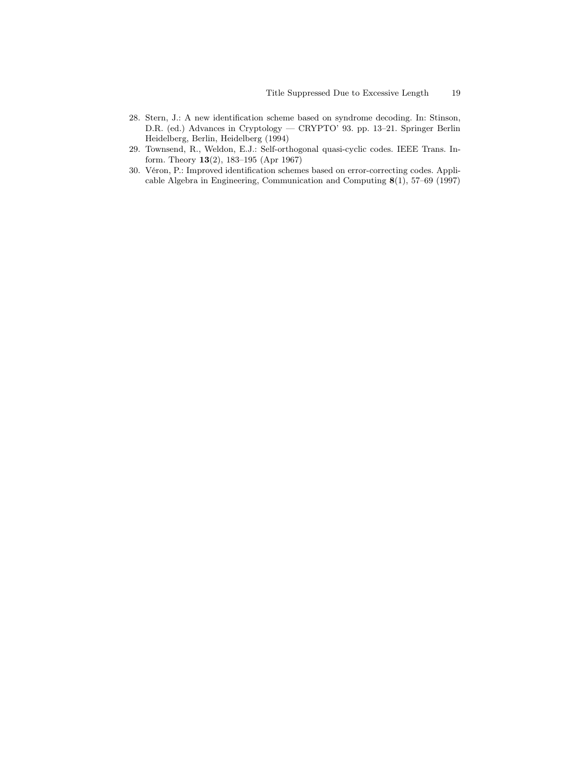28. Stern, J.: A new identification scheme based on syndrome decoding. In: Stinson, D.R. (ed.) Advances in Cryptology — CRYPTO' 93. pp. 13–21. Springer Berlin Heidelberg, Berlin, Heidelberg (1994)
29. Townsend, R., Weldon, E.J.: Self-orthogonal quasi-cyclic codes. IEEE Trans. Inform. Theory **13**(2), 183–195 (Apr 1967)
30. Véron, P.: Improved identification schemes based on error-correcting codes. Applicable Algebra in Engineering, Communication and Computing **8**(1), 57–69 (1997)